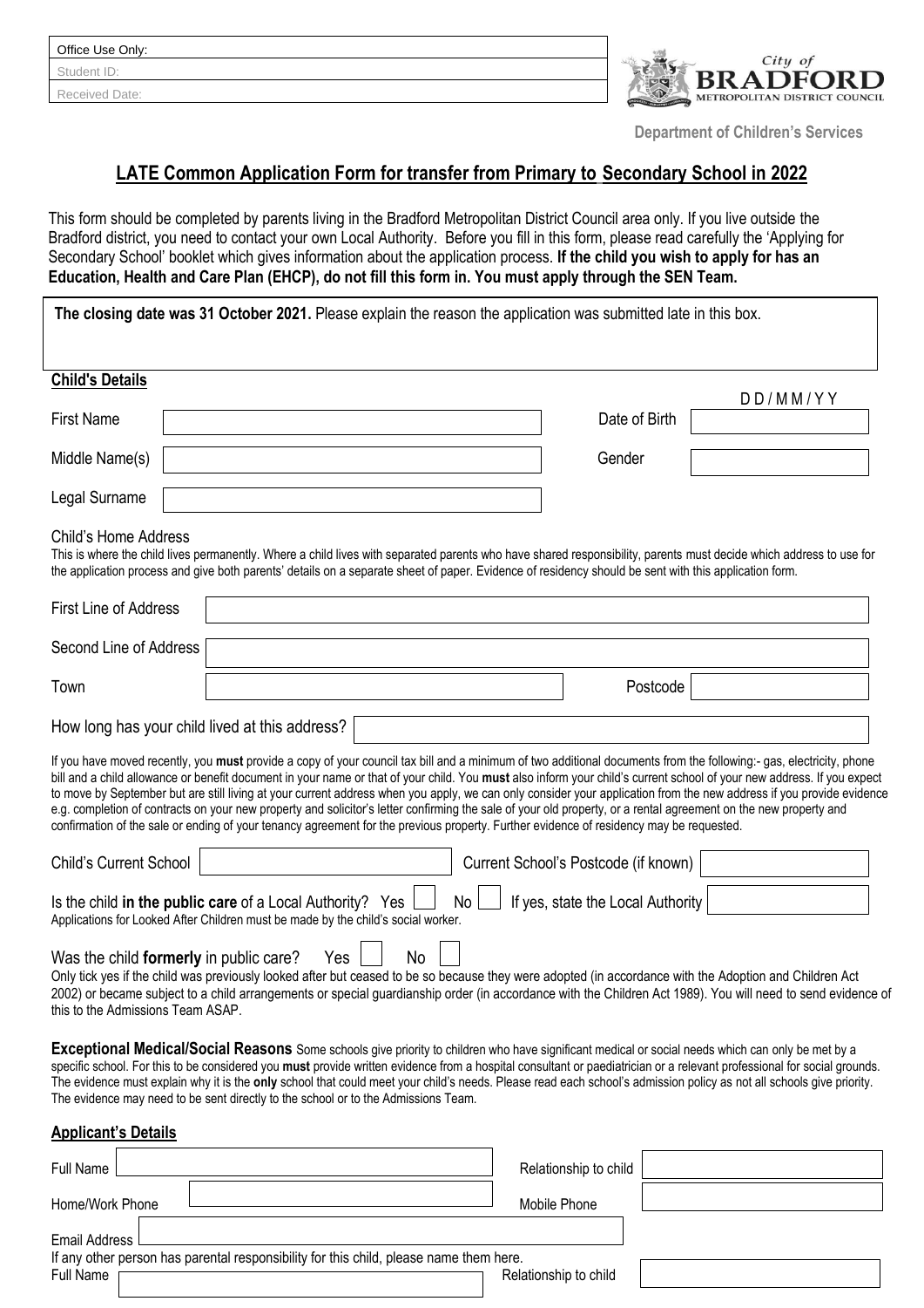| Office Use Only: |
| --- |
| Student ID: |
| Received Date: |

City of BRADFORD METROPOLITAN DISTRICT COUNCIL

**Department of Children's Services**

# LATE Common Application Form for transfer from Primary to Secondary School in 2022

This form should be completed by parents living in the Bradford Metropolitan District Council area only. If you live outside the Bradford district, you need to contact your own Local Authority. Before you fill in this form, please read carefully the 'Applying for Secondary School' booklet which gives information about the application process. **If the child you wish to apply for has an Education, Health and Care Plan (EHCP), do not fill this form in. You must apply through the SEN Team.**

**The closing date was 31 October 2021.** Please explain the reason the application was submitted late in this box.

## Child's Details

| | | | |
| --- | --- | --- | --- |
| First Name | | Date of Birth | DD/MM/YY |
| Middle Name(s) | | Gender | |
| Legal Surname | | | |

Child's Home Address

This is where the child lives permanently. Where a child lives with separated parents who have shared responsibility, parents must decide which address to use for the application process and give both parents' details on a separate sheet of paper. Evidence of residency should be sent with this application form.

| | | | |
| --- | --- | --- | --- |
| First Line of Address | | | |
| Second Line of Address | | | |
| Town | | Postcode | |

How long has your child lived at this address?

If you have moved recently, you **must** provide a copy of your council tax bill and a minimum of two additional documents from the following:- gas, electricity, phone bill and a child allowance or benefit document in your name or that of your child. You **must** also inform your child's current school of your new address. If you expect to move by September but are still living at your current address when you apply, we can only consider your application from the new address if you provide evidence e.g. completion of contracts on your new property and solicitor's letter confirming the sale of your old property, or a rental agreement on the new property and confirmation of the sale or ending of your tenancy agreement for the previous property. Further evidence of residency may be requested.

| | | | |
| --- | --- | --- | --- |
| Child's Current School | | Current School's Postcode (if known) | |

Is the child **in the public care** of a Local Authority? Yes ☐ No ☐ If yes, state the Local Authority

Applications for Looked After Children must be made by the child's social worker.

Was the child **formerly** in public care? Yes ☐ No ☐

Only tick yes if the child was previously looked after but ceased to be so because they were adopted (in accordance with the Adoption and Children Act 2002) or became subject to a child arrangements or special guardianship order (in accordance with the Children Act 1989). You will need to send evidence of this to the Admissions Team ASAP.

**Exceptional Medical/Social Reasons** Some schools give priority to children who have significant medical or social needs which can only be met by a specific school. For this to be considered you **must** provide written evidence from a hospital consultant or paediatrician or a relevant professional for social grounds. The evidence must explain why it is the **only** school that could meet your child's needs. Please read each school's admission policy as not all schools give priority. The evidence may need to be sent directly to the school or to the Admissions Team.

## Applicant's Details

| | | | |
| --- | --- | --- | --- |
| Full Name | | Relationship to child | |
| Home/Work Phone | | Mobile Phone | |
| Email Address | | | |

If any other person has parental responsibility for this child, please name them here.

| | | | |
| --- | --- | --- | --- |
| Full Name | | Relationship to child | |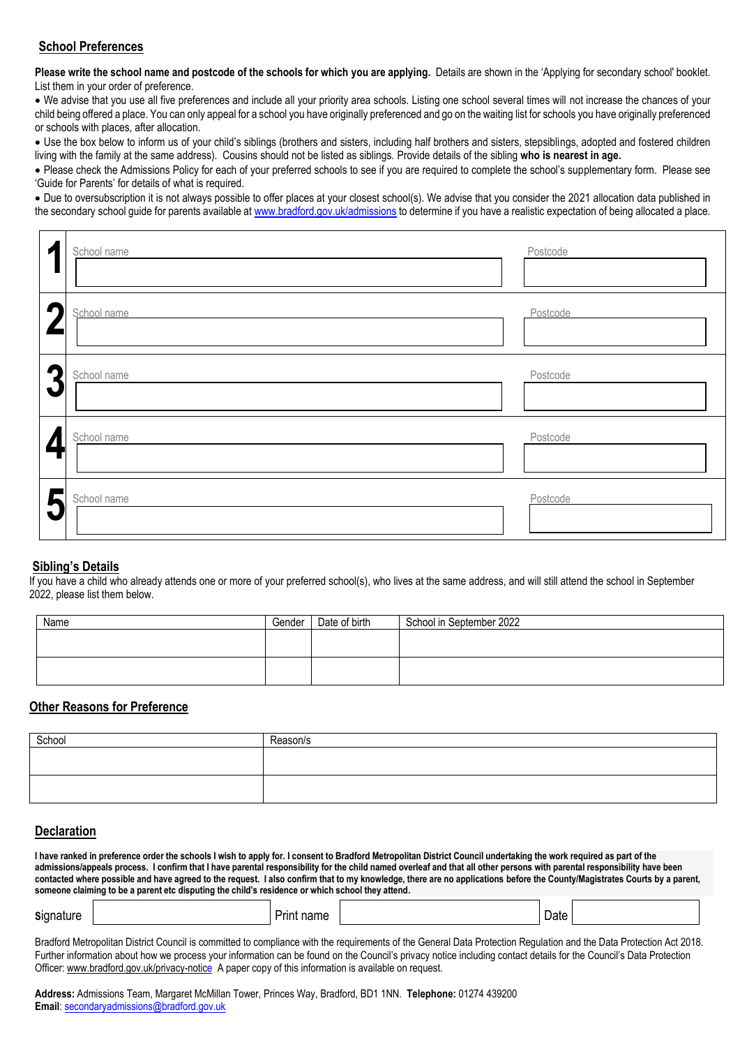## School Preferences

**Please write the school name and postcode of the schools for which you are applying.** Details are shown in the 'Applying for secondary school' booklet. List them in your order of preference.

- We advise that you use all five preferences and include all your priority area schools. Listing one school several times will not increase the chances of your child being offered a place. You can only appeal for a school you have originally preferenced and go on the waiting list for schools you have originally preferenced or schools with places, after allocation.
- Use the box below to inform us of your child's siblings (brothers and sisters, including half brothers and sisters, stepsiblings, adopted and fostered children living with the family at the same address). Cousins should not be listed as siblings. Provide details of the sibling **who is nearest in age.**
- Please check the Admissions Policy for each of your preferred schools to see if you are required to complete the school's supplementary form. Please see 'Guide for Parents' for details of what is required.
- Due to oversubscription it is not always possible to offer places at your closest school(s). We advise that you consider the 2021 allocation data published in the secondary school guide for parents available at www.bradford.gov.uk/admissions to determine if you have a realistic expectation of being allocated a place.

| | School name | Postcode |
|---|---|---|
| **1** | | |
| **2** | | |
| **3** | | |
| **4** | | |
| **5** | | |

## Sibling's Details

If you have a child who already attends one or more of your preferred school(s), who lives at the same address, and will still attend the school in September 2022, please list them below.

| Name | Gender | Date of birth | School in September 2022 |
|---|---|---|---|
| | | | |
| | | | |

## Other Reasons for Preference

| School | Reason/s |
|---|---|
| | |
| | |

## Declaration

**I have ranked in preference order the schools I wish to apply for. I consent to Bradford Metropolitan District Council undertaking the work required as part of the admissions/appeals process. I confirm that I have parental responsibility for the child named overleaf and that all other persons with parental responsibility have been contacted where possible and have agreed to the request. I also confirm that to my knowledge, there are no applications before the County/Magistrates Courts by a parent, someone claiming to be a parent etc disputing the child's residence or which school they attend.**

| Signature | | Print name | | Date | |
|---|---|---|---|---|---|

Bradford Metropolitan District Council is committed to compliance with the requirements of the General Data Protection Regulation and the Data Protection Act 2018. Further information about how we process your information can be found on the Council's privacy notice including contact details for the Council's Data Protection Officer: www.bradford.gov.uk/privacy-notice A paper copy of this information is available on request.

**Address:** Admissions Team, Margaret McMillan Tower, Princes Way, Bradford, BD1 1NN. **Telephone:** 01274 439200
**Email**: secondaryadmissions@bradford.gov.uk